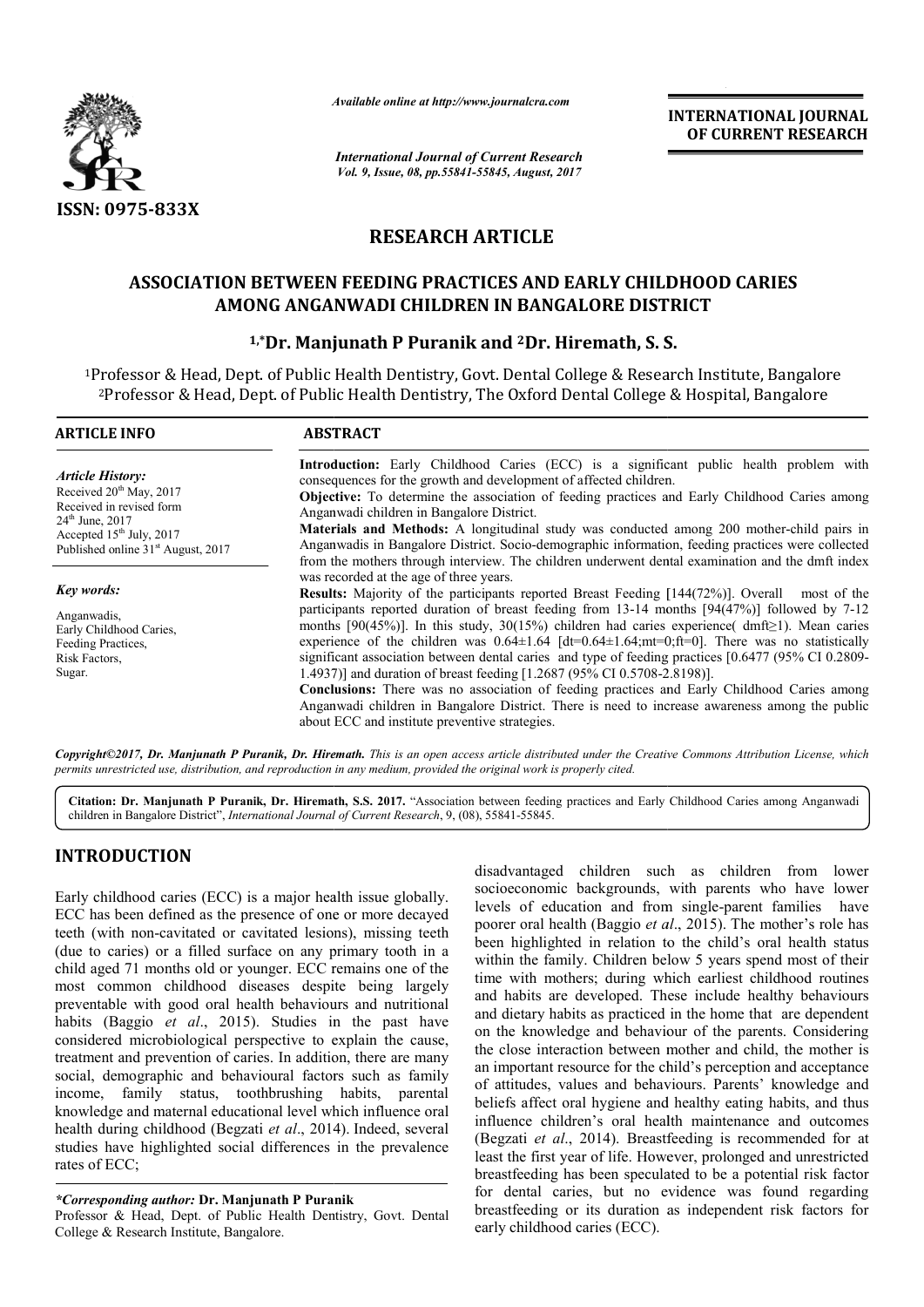ISSN: 0975-833X

*Available online at http://www.journalcra.com*

*International Journal of Current Research*
*Vol. 9, Issue, 08, pp.55841-55845, August, 2017*

**INTERNATIONAL JOURNAL OF CURRENT RESEARCH**

## RESEARCH ARTICLE

# ASSOCIATION BETWEEN FEEDING PRACTICES AND EARLY CHILDHOOD CARIES AMONG ANGANWADI CHILDREN IN BANGALORE DISTRICT

**[1,*]Dr. Manjunath P Puranik and [2]Dr. Hiremath, S. S.**

[1]Professor & Head, Dept. of Public Health Dentistry, Govt. Dental College & Research Institute, Bangalore
[2]Professor & Head, Dept. of Public Health Dentistry, The Oxford Dental College & Hospital, Bangalore

**ARTICLE INFO**

*Article History:*
Received 20[th] May, 2017
Received in revised form
24[th] June, 2017
Accepted 15[th] July, 2017
Published online 31[st] August, 2017

*Key words:*
Anganwadis,
Early Childhood Caries,
Feeding Practices,
Risk Factors,
Sugar.

**ABSTRACT**

**Introduction:** Early Childhood Caries (ECC) is a significant public health problem with consequences for the growth and development of affected children.

**Objective:** To determine the association of feeding practices and Early Childhood Caries among Anganwadi children in Bangalore District.

**Materials and Methods:** A longitudinal study was conducted among 200 mother-child pairs in Anganwadis in Bangalore District. Socio-demographic information, feeding practices were collected from the mothers through interview. The children underwent dental examination and the dmft index was recorded at the age of three years.

**Results:** Majority of the participants reported Breast Feeding [144(72%)]. Overall most of the participants reported duration of breast feeding from 13-14 months [94(47%)] followed by 7-12 months [90(45%)]. In this study, 30(15%) children had caries experience( dmft≥1). Mean caries experience of the children was 0.64±1.64 [dt=0.64±1.64;mt=0;ft=0]. There was no statistically significant association between dental caries and type of feeding practices [0.6477 (95% CI 0.2809-1.4937)] and duration of breast feeding [1.2687 (95% CI 0.5708-2.8198)].

**Conclusions:** There was no association of feeding practices and Early Childhood Caries among Anganwadi children in Bangalore District. There is need to increase awareness among the public about ECC and institute preventive strategies.

*Copyright©2017, Dr. Manjunath P Puranik, Dr. Hiremath. This is an open access article distributed under the Creative Commons Attribution License, which permits unrestricted use, distribution, and reproduction in any medium, provided the original work is properly cited.*

**Citation: Dr. Manjunath P Puranik, Dr. Hiremath, S.S. 2017.** "Association between feeding practices and Early Childhood Caries among Anganwadi children in Bangalore District", *International Journal of Current Research*, 9, (08), 55841-55845.

## INTRODUCTION

Early childhood caries (ECC) is a major health issue globally. ECC has been defined as the presence of one or more decayed teeth (with non-cavitated or cavitated lesions), missing teeth (due to caries) or a filled surface on any primary tooth in a child aged 71 months old or younger. ECC remains one of the most common childhood diseases despite being largely preventable with good oral health behaviours and nutritional habits (Baggio *et al*., 2015). Studies in the past have considered microbiological perspective to explain the cause, treatment and prevention of caries. In addition, there are many social, demographic and behavioural factors such as family income, family status, toothbrushing habits, parental knowledge and maternal educational level which influence oral health during childhood (Begzati *et al*., 2014). Indeed, several studies have highlighted social differences in the prevalence rates of ECC; disadvantaged children such as children from lower socioeconomic backgrounds, with parents who have lower levels of education and from single-parent families have poorer oral health (Baggio *et al*., 2015). The mother's role has been highlighted in relation to the child's oral health status within the family. Children below 5 years spend most of their time with mothers; during which earliest childhood routines and habits are developed. These include healthy behaviours and dietary habits as practiced in the home that are dependent on the knowledge and behaviour of the parents. Considering the close interaction between mother and child, the mother is an important resource for the child's perception and acceptance of attitudes, values and behaviours. Parents' knowledge and beliefs affect oral hygiene and healthy eating habits, and thus influence children's oral health maintenance and outcomes (Begzati *et al*., 2014). Breastfeeding is recommended for at least the first year of life. However, prolonged and unrestricted breastfeeding has been speculated to be a potential risk factor for dental caries, but no evidence was found regarding breastfeeding or its duration as independent risk factors for early childhood caries (ECC).

**\*Corresponding author: Dr. Manjunath P Puranik**
Professor & Head, Dept. of Public Health Dentistry, Govt. Dental College & Research Institute, Bangalore.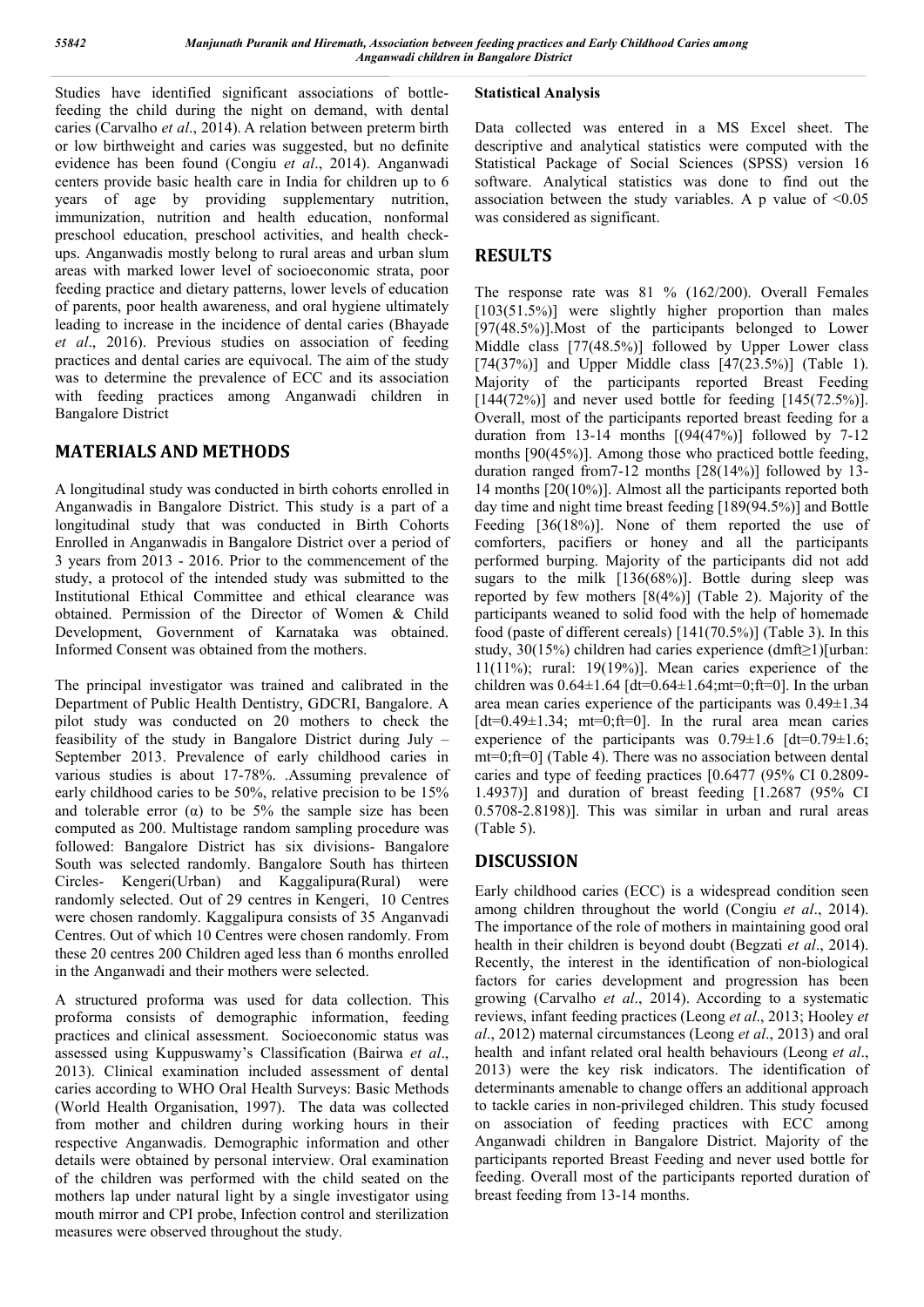Studies have identified significant associations of bottle-feeding the child during the night on demand, with dental caries (Carvalho *et al*., 2014). A relation between preterm birth or low birthweight and caries was suggested, but no definite evidence has been found (Congiu *et al*., 2014). Anganwadi centers provide basic health care in India for children up to 6 years of age by providing supplementary nutrition, immunization, nutrition and health education, nonformal preschool education, preschool activities, and health check-ups. Anganwadis mostly belong to rural areas and urban slum areas with marked lower level of socioeconomic strata, poor feeding practice and dietary patterns, lower levels of education of parents, poor health awareness, and oral hygiene ultimately leading to increase in the incidence of dental caries (Bhayade *et al*., 2016). Previous studies on association of feeding practices and dental caries are equivocal. The aim of the study was to determine the prevalence of ECC and its association with feeding practices among Anganwadi children in Bangalore District

## MATERIALS AND METHODS

A longitudinal study was conducted in birth cohorts enrolled in Anganwadis in Bangalore District. This study is a part of a longitudinal study that was conducted in Birth Cohorts Enrolled in Anganwadis in Bangalore District over a period of 3 years from 2013 - 2016. Prior to the commencement of the study, a protocol of the intended study was submitted to the Institutional Ethical Committee and ethical clearance was obtained. Permission of the Director of Women & Child Development, Government of Karnataka was obtained. Informed Consent was obtained from the mothers.

The principal investigator was trained and calibrated in the Department of Public Health Dentistry, GDCRI, Bangalore. A pilot study was conducted on 20 mothers to check the feasibility of the study in Bangalore District during July – September 2013. Prevalence of early childhood caries in various studies is about 17-78%. .Assuming prevalence of early childhood caries to be 50%, relative precision to be 15% and tolerable error (α) to be 5% the sample size has been computed as 200. Multistage random sampling procedure was followed: Bangalore District has six divisions- Bangalore South was selected randomly. Bangalore South has thirteen Circles- Kengeri(Urban) and Kaggalipura(Rural) were randomly selected. Out of 29 centres in Kengeri, 10 Centres were chosen randomly. Kaggalipura consists of 35 Anganvadi Centres. Out of which 10 Centres were chosen randomly. From these 20 centres 200 Children aged less than 6 months enrolled in the Anganwadi and their mothers were selected.

A structured proforma was used for data collection. This proforma consists of demographic information, feeding practices and clinical assessment. Socioeconomic status was assessed using Kuppuswamy's Classification (Bairwa *et al*., 2013). Clinical examination included assessment of dental caries according to WHO Oral Health Surveys: Basic Methods (World Health Organisation, 1997). The data was collected from mother and children during working hours in their respective Anganwadis. Demographic information and other details were obtained by personal interview. Oral examination of the children was performed with the child seated on the mothers lap under natural light by a single investigator using mouth mirror and CPI probe, Infection control and sterilization measures were observed throughout the study.

**Statistical Analysis**

Data collected was entered in a MS Excel sheet. The descriptive and analytical statistics were computed with the Statistical Package of Social Sciences (SPSS) version 16 software. Analytical statistics was done to find out the association between the study variables. A p value of $<0.05$ was considered as significant.

## RESULTS

The response rate was 81 % (162/200). Overall Females [103(51.5%)] were slightly higher proportion than males [97(48.5%)].Most of the participants belonged to Lower Middle class [77(48.5%)] followed by Upper Lower class [74(37%)] and Upper Middle class [47(23.5%)] (Table 1). Majority of the participants reported Breast Feeding [144(72%)] and never used bottle for feeding [145(72.5%)]. Overall, most of the participants reported breast feeding for a duration from 13-14 months [(94(47%)] followed by 7-12 months [90(45%)]. Among those who practiced bottle feeding, duration ranged from7-12 months [28(14%)] followed by 13-14 months [20(10%)]. Almost all the participants reported both day time and night time breast feeding [189(94.5%)] and Bottle Feeding [36(18%)]. None of them reported the use of comforters, pacifiers or honey and all the participants performed burping. Majority of the participants did not add sugars to the milk [136(68%)]. Bottle during sleep was reported by few mothers [8(4%)] (Table 2). Majority of the participants weaned to solid food with the help of homemade food (paste of different cereals) [141(70.5%)] (Table 3). In this study, 30(15%) children had caries experience (dmft≥1)[urban: 11(11%); rural: 19(19%)]. Mean caries experience of the children was 0.64±1.64 [dt=0.64±1.64;mt=0;ft=0]. In the urban area mean caries experience of the participants was 0.49±1.34 [dt=0.49±1.34; mt=0;ft=0]. In the rural area mean caries experience of the participants was 0.79±1.6 [dt=0.79±1.6; mt=0;ft=0] (Table 4). There was no association between dental caries and type of feeding practices [0.6477 (95% CI 0.2809-1.4937)] and duration of breast feeding [1.2687 (95% CI 0.5708-2.8198)]. This was similar in urban and rural areas (Table 5).

## DISCUSSION

Early childhood caries (ECC) is a widespread condition seen among children throughout the world (Congiu *et al*., 2014). The importance of the role of mothers in maintaining good oral health in their children is beyond doubt (Begzati *et al*., 2014). Recently, the interest in the identification of non-biological factors for caries development and progression has been growing (Carvalho *et al*., 2014). According to a systematic reviews, infant feeding practices (Leong *et al*., 2013; Hooley *et al*., 2012) maternal circumstances (Leong *et al*., 2013) and oral health and infant related oral health behaviours (Leong *et al*., 2013) were the key risk indicators. The identification of determinants amenable to change offers an additional approach to tackle caries in non-privileged children. This study focused on association of feeding practices with ECC among Anganwadi children in Bangalore District. Majority of the participants reported Breast Feeding and never used bottle for feeding. Overall most of the participants reported duration of breast feeding from 13-14 months.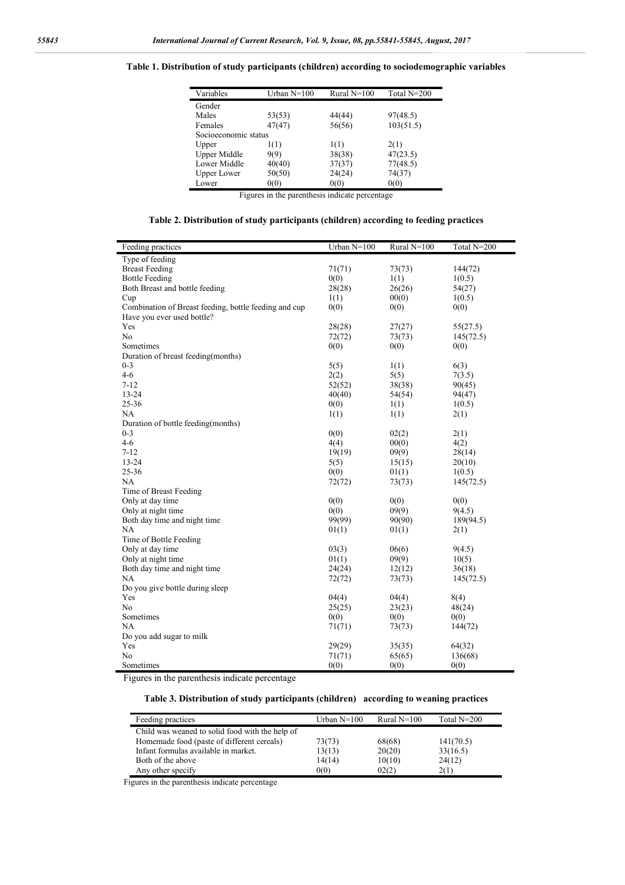**Table 1. Distribution of study participants (children) according to sociodemographic variables**

| Variables | Urban N=100 | Rural N=100 | Total N=200 |
|---|---|---|---|
| Gender | | | |
| Males | 53(53) | 44(44) | 97(48.5) |
| Females | 47(47) | 56(56) | 103(51.5) |
| Socioeconomic status | | | |
| Upper | 1(1) | 1(1) | 2(1) |
| Upper Middle | 9(9) | 38(38) | 47(23.5) |
| Lower Middle | 40(40) | 37(37) | 77(48.5) |
| Upper Lower | 50(50) | 24(24) | 74(37) |
| Lower | 0(0) | 0(0) | 0(0) |

Figures in the parenthesis indicate percentage

**Table 2. Distribution of study participants (children) according to feeding practices**

| Feeding practices | Urban N=100 | Rural N=100 | Total N=200 |
|---|---|---|---|
| Type of feeding | | | |
| Breast Feeding | 71(71) | 73(73) | 144(72) |
| Bottle Feeding | 0(0) | 1(1) | 1(0.5) |
| Both Breast and bottle feeding | 28(28) | 26(26) | 54(27) |
| Cup | 1(1) | 00(0) | 1(0.5) |
| Combination of Breast feeding, bottle feeding and cup | 0(0) | 0(0) | 0(0) |
| Have you ever used bottle? | | | |
| Yes | 28(28) | 27(27) | 55(27.5) |
| No | 72(72) | 73(73) | 145(72.5) |
| Sometimes | 0(0) | 0(0) | 0(0) |
| Duration of breast feeding(months) | | | |
| 0-3 | 5(5) | 1(1) | 6(3) |
| 4-6 | 2(2) | 5(5) | 7(3.5) |
| 7-12 | 52(52) | 38(38) | 90(45) |
| 13-24 | 40(40) | 54(54) | 94(47) |
| 25-36 | 0(0) | 1(1) | 1(0.5) |
| NA | 1(1) | 1(1) | 2(1) |
| Duration of bottle feeding(months) | | | |
| 0-3 | 0(0) | 02(2) | 2(1) |
| 4-6 | 4(4) | 00(0) | 4(2) |
| 7-12 | 19(19) | 09(9) | 28(14) |
| 13-24 | 5(5) | 15(15) | 20(10) |
| 25-36 | 0(0) | 01(1) | 1(0.5) |
| NA | 72(72) | 73(73) | 145(72.5) |
| Time of Breast Feeding | | | |
| Only at day time | 0(0) | 0(0) | 0(0) |
| Only at night time | 0(0) | 09(9) | 9(4.5) |
| Both day time and night time | 99(99) | 90(90) | 189(94.5) |
| NA | 01(1) | 01(1) | 2(1) |
| Time of Bottle Feeding | | | |
| Only at day time | 03(3) | 06(6) | 9(4.5) |
| Only at night time | 01(1) | 09(9) | 10(5) |
| Both day time and night time | 24(24) | 12(12) | 36(18) |
| NA | 72(72) | 73(73) | 145(72.5) |
| Do you give bottle during sleep | | | |
| Yes | 04(4) | 04(4) | 8(4) |
| No | 25(25) | 23(23) | 48(24) |
| Sometimes | 0(0) | 0(0) | 0(0) |
| NA | 71(71) | 73(73) | 144(72) |
| Do you add sugar to milk | | | |
| Yes | 29(29) | 35(35) | 64(32) |
| No | 71(71) | 65(65) | 136(68) |
| Sometimes | 0(0) | 0(0) | 0(0) |

Figures in the parenthesis indicate percentage

**Table 3. Distribution of study participants (children) according to weaning practices**

| Feeding practices | Urban N=100 | Rural N=100 | Total N=200 |
|---|---|---|---|
| Child was weaned to solid food with the help of | | | |
| Homemade food (paste of different cereals) | 73(73) | 68(68) | 141(70.5) |
| Infant formulas available in market. | 13(13) | 20(20) | 33(16.5) |
| Both of the above | 14(14) | 10(10) | 24(12) |
| Any other specify | 0(0) | 02(2) | 2(1) |

Figures in the parenthesis indicate percentage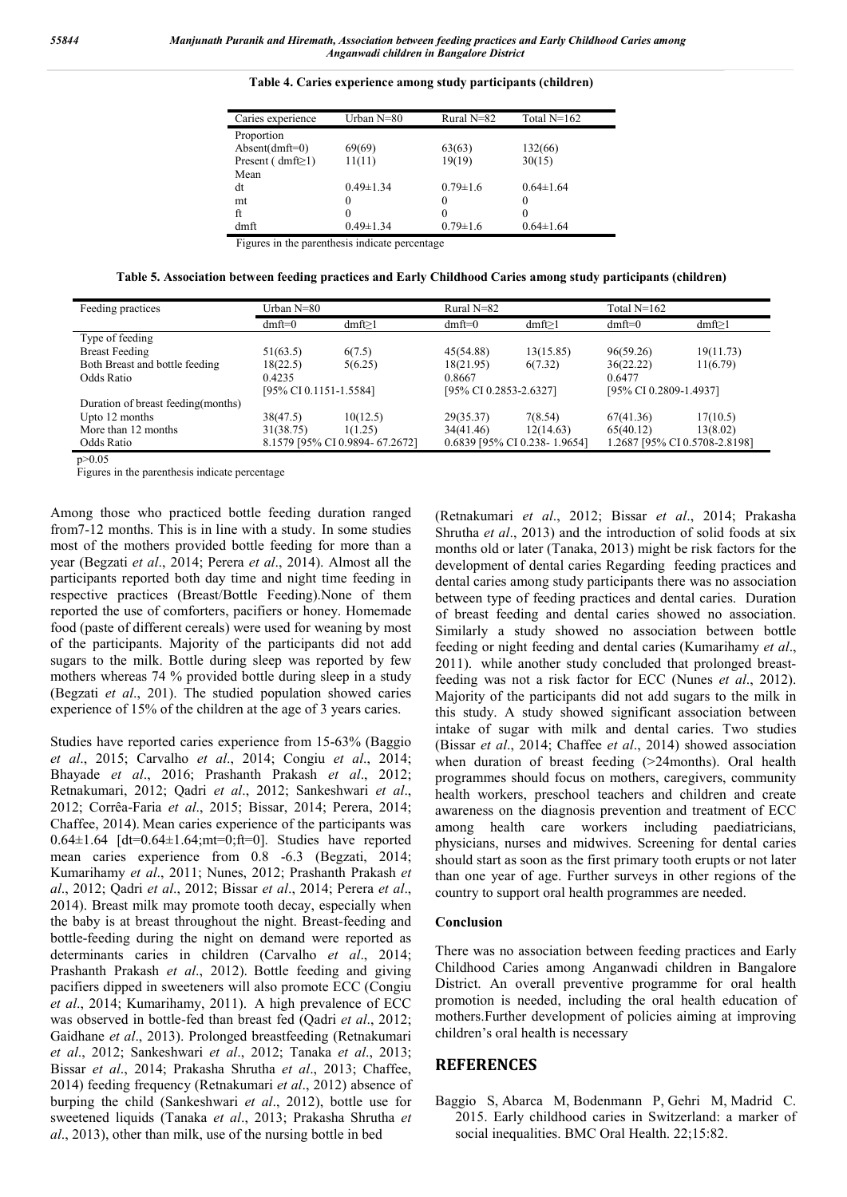**Table 4. Caries experience among study participants (children)**

| Caries experience | Urban N=80 | Rural N=82 | Total N=162 |
|---|---|---|---|
| Proportion | | | |
| Absent(dmft=0) | 69(69) | 63(63) | 132(66) |
| Present ( dmft≥1) | 11(11) | 19(19) | 30(15) |
| Mean | | | |
| dt | 0.49±1.34 | 0.79±1.6 | 0.64±1.64 |
| mt | 0 | 0 | 0 |
| ft | 0 | 0 | 0 |
| dmft | 0.49±1.34 | 0.79±1.6 | 0.64±1.64 |

Figures in the parenthesis indicate percentage

**Table 5. Association between feeding practices and Early Childhood Caries among study participants (children)**

| Feeding practices | Urban N=80 | | Rural N=82 | | Total N=162 | |
|---|---|---|---|---|---|---|
| | dmft=0 | dmft≥1 | dmft=0 | dmft≥1 | dmft=0 | dmft≥1 |
| Type of feeding | | | | | | |
| Breast Feeding | 51(63.5) | 6(7.5) | 45(54.88) | 13(15.85) | 96(59.26) | 19(11.73) |
| Both Breast and bottle feeding | 18(22.5) | 5(6.25) | 18(21.95) | 6(7.32) | 36(22.22) | 11(6.79) |
| Odds Ratio | 0.4235 [95% CI 0.1151-1.5584] | | 0.8667 [95% CI 0.2853-2.6327] | | 0.6477 [95% CI 0.2809-1.4937] | |
| Duration of breast feeding(months) | | | | | | |
| Upto 12 months | 38(47.5) | 10(12.5) | 29(35.37) | 7(8.54) | 67(41.36) | 17(10.5) |
| More than 12 months | 31(38.75) | 1(1.25) | 34(41.46) | 12(14.63) | 65(40.12) | 13(8.02) |
| Odds Ratio | 8.1579 [95% CI 0.9894- 67.2672] | | 0.6839 [95% CI 0.238- 1.9654] | | 1.2687 [95% CI 0.5708-2.8198] | |

$p>0.05$

Figures in the parenthesis indicate percentage

Among those who practiced bottle feeding duration ranged from7-12 months. This is in line with a study. In some studies most of the mothers provided bottle feeding for more than a year (Begzati *et al*., 2014; Perera *et al*., 2014). Almost all the participants reported both day time and night time feeding in respective practices (Breast/Bottle Feeding).None of them reported the use of comforters, pacifiers or honey. Homemade food (paste of different cereals) were used for weaning by most of the participants. Majority of the participants did not add sugars to the milk. Bottle during sleep was reported by few mothers whereas 74 % provided bottle during sleep in a study (Begzati *et al*., 201). The studied population showed caries experience of 15% of the children at the age of 3 years caries.

Studies have reported caries experience from 15-63% (Baggio *et al*., 2015; Carvalho *et al*., 2014; Congiu *et al*., 2014; Bhayade *et al*., 2016; Prashanth Prakash *et al*., 2012; Retnakumari, 2012; Qadri *et al*., 2012; Sankeshwari *et al*., 2012; Corrêa-Faria *et al*., 2015; Bissar, 2014; Perera, 2014; Chaffee, 2014). Mean caries experience of the participants was 0.64±1.64 [dt=0.64±1.64;mt=0;ft=0]. Studies have reported mean caries experience from 0.8 -6.3 (Begzati, 2014; Kumarihamy *et al*., 2011; Nunes, 2012; Prashanth Prakash *et al*., 2012; Qadri *et al*., 2012; Bissar *et al*., 2014; Perera *et al*., 2014). Breast milk may promote tooth decay, especially when the baby is at breast throughout the night. Breast-feeding and bottle-feeding during the night on demand were reported as determinants caries in children (Carvalho *et al*., 2014; Prashanth Prakash *et al*., 2012). Bottle feeding and giving pacifiers dipped in sweeteners will also promote ECC (Congiu *et al*., 2014; Kumarihamy, 2011). A high prevalence of ECC was observed in bottle-fed than breast fed (Qadri *et al*., 2012; Gaidhane *et al*., 2013). Prolonged breastfeeding (Retnakumari *et al*., 2012; Sankeshwari *et al*., 2012; Tanaka *et al*., 2013; Bissar *et al*., 2014; Prakasha Shrutha *et al*., 2013; Chaffee, 2014) feeding frequency (Retnakumari *et al*., 2012) absence of burping the child (Sankeshwari *et al*., 2012), bottle use for sweetened liquids (Tanaka *et al*., 2013; Prakasha Shrutha *et al*., 2013), other than milk, use of the nursing bottle in bed (Retnakumari *et al*., 2012; Bissar *et al*., 2014; Prakasha Shrutha *et al*., 2013) and the introduction of solid foods at six months old or later (Tanaka, 2013) might be risk factors for the development of dental caries Regarding feeding practices and dental caries among study participants there was no association between type of feeding practices and dental caries. Duration of breast feeding and dental caries showed no association. Similarly a study showed no association between bottle feeding or night feeding and dental caries (Kumarihamy *et al*., 2011). while another study concluded that prolonged breast-feeding was not a risk factor for ECC (Nunes *et al*., 2012). Majority of the participants did not add sugars to the milk in this study. A study showed significant association between intake of sugar with milk and dental caries. Two studies (Bissar *et al*., 2014; Chaffee *et al*., 2014) showed association when duration of breast feeding (>24months). Oral health programmes should focus on mothers, caregivers, community health workers, preschool teachers and children and create awareness on the diagnosis prevention and treatment of ECC among health care workers including paediatricians, physicians, nurses and midwives. Screening for dental caries should start as soon as the first primary tooth erupts or not later than one year of age. Further surveys in other regions of the country to support oral health programmes are needed.

### Conclusion

There was no association between feeding practices and Early Childhood Caries among Anganwadi children in Bangalore District. An overall preventive programme for oral health promotion is needed, including the oral health education of mothers.Further development of policies aiming at improving children's oral health is necessary

## REFERENCES

Baggio S, Abarca M, Bodenmann P, Gehri M, Madrid C. 2015. Early childhood caries in Switzerland: a marker of social inequalities. BMC Oral Health. 22;15:82.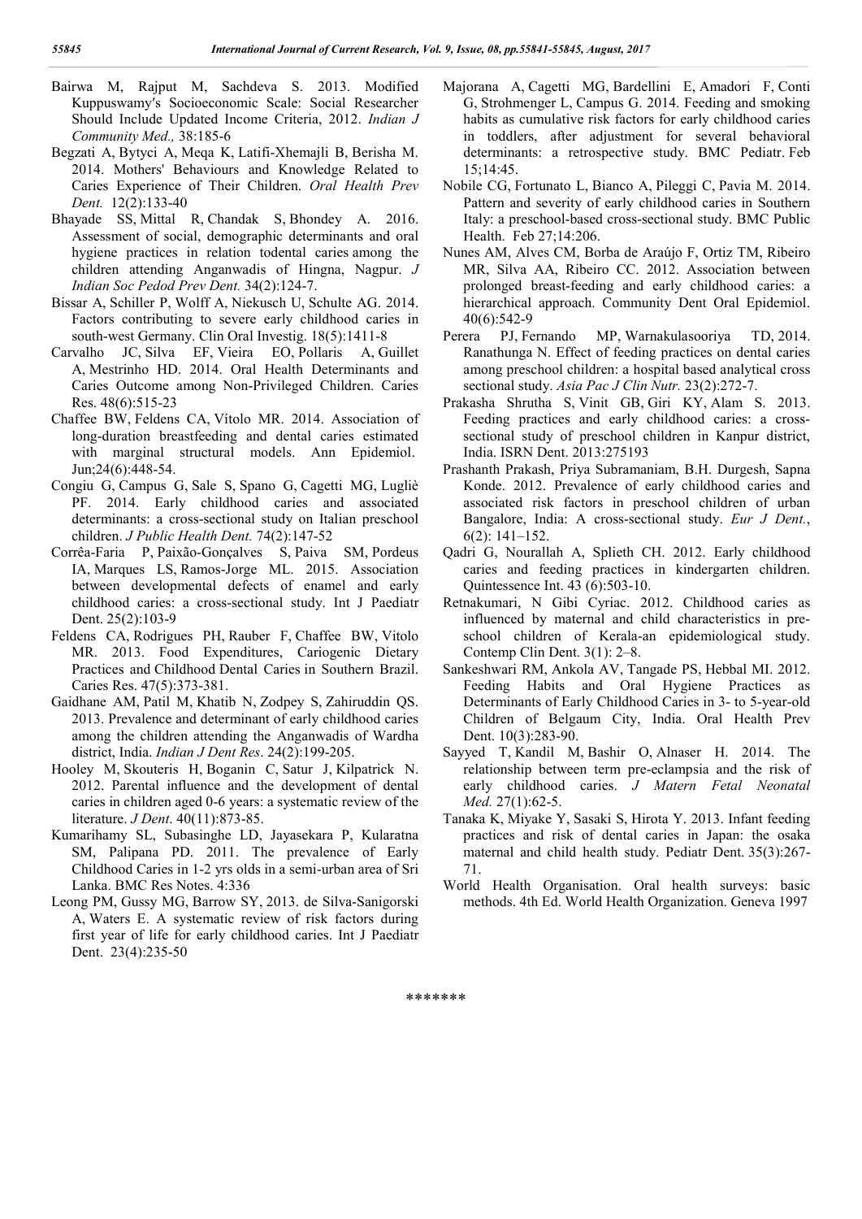Bairwa M, Rajput M, Sachdeva S. 2013. Modified Kuppuswamy′s Socioeconomic Scale: Social Researcher Should Include Updated Income Criteria, 2012. *Indian J Community Med.,* 38:185-6

Begzati A, Bytyci A, Meqa K, Latifi-Xhemajli B, Berisha M. 2014. Mothers' Behaviours and Knowledge Related to Caries Experience of Their Children. *Oral Health Prev Dent.* 12(2):133-40

Bhayade SS, Mittal R, Chandak S, Bhondey A. 2016. Assessment of social, demographic determinants and oral hygiene practices in relation todental caries among the children attending Anganwadis of Hingna, Nagpur. *J Indian Soc Pedod Prev Dent.* 34(2):124-7.

Bissar A, Schiller P, Wolff A, Niekusch U, Schulte AG. 2014. Factors contributing to severe early childhood caries in south-west Germany. Clin Oral Investig. 18(5):1411-8

Carvalho JC, Silva EF, Vieira EO, Pollaris A, Guillet A, Mestrinho HD. 2014. Oral Health Determinants and Caries Outcome among Non-Privileged Children. Caries Res. 48(6):515-23

Chaffee BW, Feldens CA, Vítolo MR. 2014. Association of long-duration breastfeeding and dental caries estimated with marginal structural models. Ann Epidemiol. Jun;24(6):448-54.

Congiu G, Campus G, Sale S, Spano G, Cagetti MG, Lugliè PF. 2014. Early childhood caries and associated determinants: a cross-sectional study on Italian preschool children. *J Public Health Dent.* 74(2):147-52

Corrêa-Faria P, Paixão-Gonçalves S, Paiva SM, Pordeus IA, Marques LS, Ramos-Jorge ML. 2015. Association between developmental defects of enamel and early childhood caries: a cross-sectional study. Int J Paediatr Dent. 25(2):103-9

Feldens CA, Rodrigues PH, Rauber F, Chaffee BW, Vitolo MR. 2013. Food Expenditures, Cariogenic Dietary Practices and Childhood Dental Caries in Southern Brazil. Caries Res. 47(5):373-381.

Gaidhane AM, Patil M, Khatib N, Zodpey S, Zahiruddin QS. 2013. Prevalence and determinant of early childhood caries among the children attending the Anganwadis of Wardha district, India. *Indian J Dent Res*. 24(2):199-205.

Hooley M, Skouteris H, Boganin C, Satur J, Kilpatrick N. 2012. Parental influence and the development of dental caries in children aged 0-6 years: a systematic review of the literature. *J Dent.* 40(11):873-85.

Kumarihamy SL, Subasinghe LD, Jayasekara P, Kularatna SM, Palipana PD. 2011. The prevalence of Early Childhood Caries in 1-2 yrs olds in a semi-urban area of Sri Lanka. BMC Res Notes. 4:336

Leong PM, Gussy MG, Barrow SY, 2013. de Silva-Sanigorski A, Waters E. A systematic review of risk factors during first year of life for early childhood caries. Int J Paediatr Dent. 23(4):235-50

Majorana A, Cagetti MG, Bardellini E, Amadori F, Conti G, Strohmenger L, Campus G. 2014. Feeding and smoking habits as cumulative risk factors for early childhood caries in toddlers, after adjustment for several behavioral determinants: a retrospective study. BMC Pediatr. Feb 15;14:45.

Nobile CG, Fortunato L, Bianco A, Pileggi C, Pavia M. 2014. Pattern and severity of early childhood caries in Southern Italy: a preschool-based cross-sectional study. BMC Public Health. Feb 27;14:206.

Nunes AM, Alves CM, Borba de Araújo F, Ortiz TM, Ribeiro MR, Silva AA, Ribeiro CC. 2012. Association between prolonged breast-feeding and early childhood caries: a hierarchical approach. Community Dent Oral Epidemiol. 40(6):542-9

Perera PJ, Fernando MP, Warnakulasooriya TD, 2014. Ranathunga N. Effect of feeding practices on dental caries among preschool children: a hospital based analytical cross sectional study. *Asia Pac J Clin Nutr.* 23(2):272-7.

Prakasha Shrutha S, Vinit GB, Giri KY, Alam S. 2013. Feeding practices and early childhood caries: a cross-sectional study of preschool children in Kanpur district, India. ISRN Dent. 2013:275193

Prashanth Prakash, Priya Subramaniam, B.H. Durgesh, Sapna Konde. 2012. Prevalence of early childhood caries and associated risk factors in preschool children of urban Bangalore, India: A cross-sectional study. *Eur J Dent.*, 6(2): 141–152.

Qadri G, Nourallah A, Splieth CH. 2012. Early childhood caries and feeding practices in kindergarten children. Quintessence Int. 43 (6):503-10.

Retnakumari, N Gibi Cyriac. 2012. Childhood caries as influenced by maternal and child characteristics in pre-school children of Kerala-an epidemiological study. Contemp Clin Dent. 3(1): 2–8.

Sankeshwari RM, Ankola AV, Tangade PS, Hebbal MI. 2012. Feeding Habits and Oral Hygiene Practices as Determinants of Early Childhood Caries in 3- to 5-year-old Children of Belgaum City, India. Oral Health Prev Dent. 10(3):283-90.

Sayyed T, Kandil M, Bashir O, Alnaser H. 2014. The relationship between term pre-eclampsia and the risk of early childhood caries. *J Matern Fetal Neonatal Med.* 27(1):62-5.

Tanaka K, Miyake Y, Sasaki S, Hirota Y. 2013. Infant feeding practices and risk of dental caries in Japan: the osaka maternal and child health study. Pediatr Dent. 35(3):267-71.

World Health Organisation. Oral health surveys: basic methods. 4th Ed. World Health Organization. Geneva 1997

*******